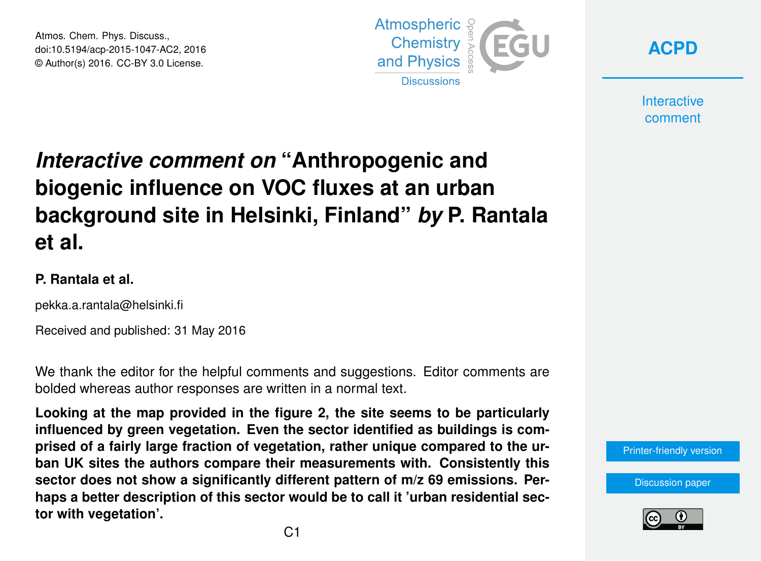Atmos. Chem. Phys. Discuss.,
doi:10.5194/acp-2015-1047-AC2, 2016
© Author(s) 2016. CC-BY 3.0 License.

# *Interactive comment on* "Anthropogenic and biogenic influence on VOC fluxes at an urban background site in Helsinki, Finland" *by* P. Rantala et al.

**P. Rantala et al.**

pekka.a.rantala@helsinki.fi

Received and published: 31 May 2016

We thank the editor for the helpful comments and suggestions. Editor comments are bolded whereas author responses are written in a normal text.

**Looking at the map provided in the figure 2, the site seems to be particularly influenced by green vegetation. Even the sector identified as buildings is comprised of a fairly large fraction of vegetation, rather unique compared to the urban UK sites the authors compare their measurements with. Consistently this sector does not show a significantly different pattern of m/z 69 emissions. Perhaps a better description of this sector would be to call it 'urban residential sector with vegetation'.**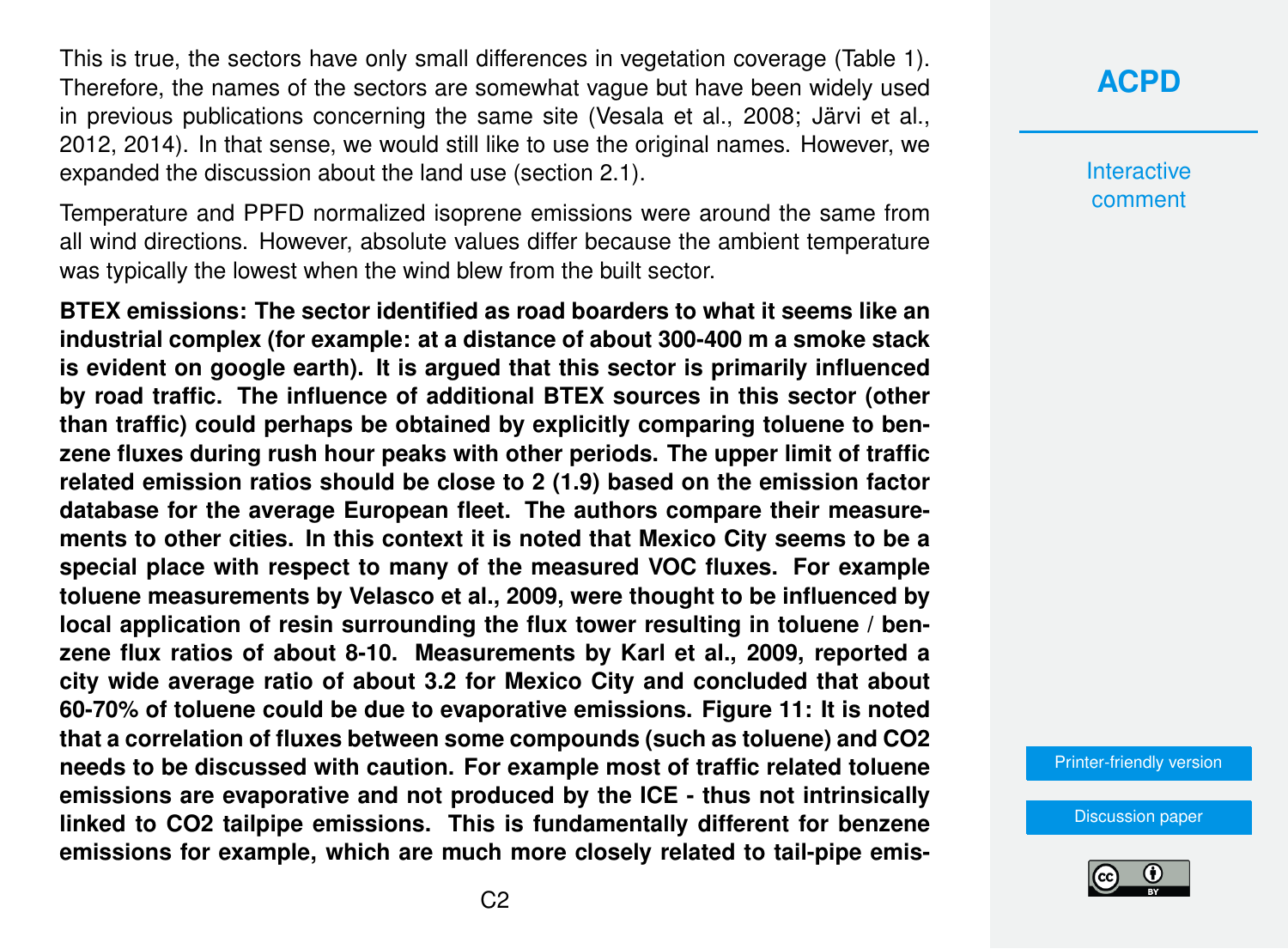This is true, the sectors have only small differences in vegetation coverage (Table 1). Therefore, the names of the sectors are somewhat vague but have been widely used in previous publications concerning the same site (Vesala et al., 2008; Järvi et al., 2012, 2014). In that sense, we would still like to use the original names. However, we expanded the discussion about the land use (section 2.1).

Temperature and PPFD normalized isoprene emissions were around the same from all wind directions. However, absolute values differ because the ambient temperature was typically the lowest when the wind blew from the built sector.

**BTEX emissions: The sector identified as road boarders to what it seems like an industrial complex (for example: at a distance of about 300-400 m a smoke stack is evident on google earth). It is argued that this sector is primarily influenced by road traffic. The influence of additional BTEX sources in this sector (other than traffic) could perhaps be obtained by explicitly comparing toluene to benzene fluxes during rush hour peaks with other periods. The upper limit of traffic related emission ratios should be close to 2 (1.9) based on the emission factor database for the average European fleet. The authors compare their measurements to other cities. In this context it is noted that Mexico City seems to be a special place with respect to many of the measured VOC fluxes. For example toluene measurements by Velasco et al., 2009, were thought to be influenced by local application of resin surrounding the flux tower resulting in toluene / benzene flux ratios of about 8-10. Measurements by Karl et al., 2009, reported a city wide average ratio of about 3.2 for Mexico City and concluded that about 60-70% of toluene could be due to evaporative emissions. Figure 11: It is noted that a correlation of fluxes between some compounds (such as toluene) and $CO_2$ needs to be discussed with caution. For example most of traffic related toluene emissions are evaporative and not produced by the ICE - thus not intrinsically linked to $CO_2$ tailpipe emissions. This is fundamentally different for benzene emissions for example, which are much more closely related to tail-pipe emis-**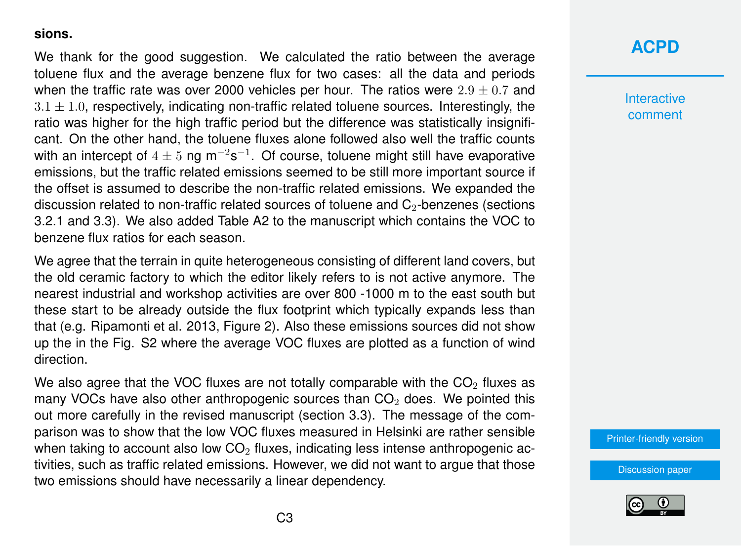**sions.**

We thank for the good suggestion. We calculated the ratio between the average toluene flux and the average benzene flux for two cases: all the data and periods when the traffic rate was over 2000 vehicles per hour. The ratios were $2.9 \pm 0.7$ and $3.1 \pm 1.0$, respectively, indicating non-traffic related toluene sources. Interestingly, the ratio was higher for the high traffic period but the difference was statistically insignificant. On the other hand, the toluene fluxes alone followed also well the traffic counts with an intercept of $4 \pm 5$ ng m$^{-2}$s$^{-1}$. Of course, toluene might still have evaporative emissions, but the traffic related emissions seemed to be still more important source if the offset is assumed to describe the non-traffic related emissions. We expanded the discussion related to non-traffic related sources of toluene and $C_2$-benzenes (sections 3.2.1 and 3.3). We also added Table A2 to the manuscript which contains the VOC to benzene flux ratios for each season.

We agree that the terrain in quite heterogeneous consisting of different land covers, but the old ceramic factory to which the editor likely refers to is not active anymore. The nearest industrial and workshop activities are over 800 -1000 m to the east south but these start to be already outside the flux footprint which typically expands less than that (e.g. Ripamonti et al. 2013, Figure 2). Also these emissions sources did not show up the in the Fig. S2 where the average VOC fluxes are plotted as a function of wind direction.

We also agree that the VOC fluxes are not totally comparable with the $CO_2$ fluxes as many VOCs have also other anthropogenic sources than $CO_2$ does. We pointed this out more carefully in the revised manuscript (section 3.3). The message of the comparison was to show that the low VOC fluxes measured in Helsinki are rather sensible when taking to account also low $CO_2$ fluxes, indicating less intense anthropogenic activities, such as traffic related emissions. However, we did not want to argue that those two emissions should have necessarily a linear dependency.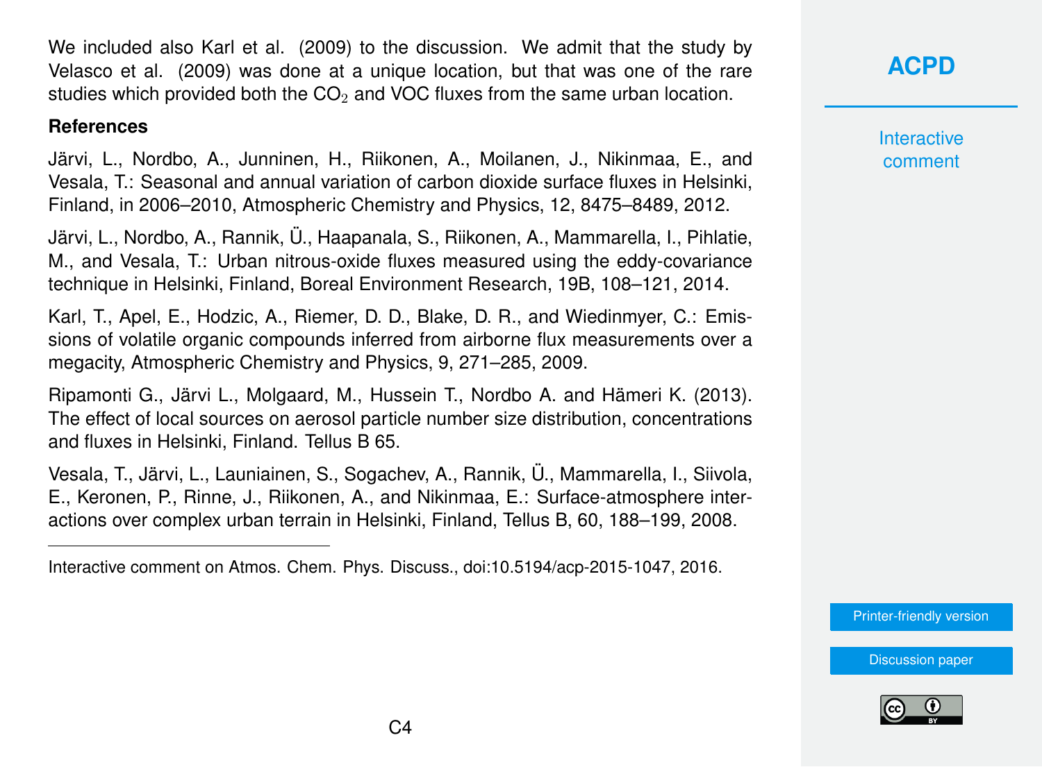We included also Karl et al. (2009) to the discussion. We admit that the study by Velasco et al. (2009) was done at a unique location, but that was one of the rare studies which provided both the $CO_2$ and VOC fluxes from the same urban location.

**References**

Järvi, L., Nordbo, A., Junninen, H., Riikonen, A., Moilanen, J., Nikinmaa, E., and Vesala, T.: Seasonal and annual variation of carbon dioxide surface fluxes in Helsinki, Finland, in 2006–2010, Atmospheric Chemistry and Physics, 12, 8475–8489, 2012.

Järvi, L., Nordbo, A., Rannik, Ü., Haapanala, S., Riikonen, A., Mammarella, I., Pihlatie, M., and Vesala, T.: Urban nitrous-oxide fluxes measured using the eddy-covariance technique in Helsinki, Finland, Boreal Environment Research, 19B, 108–121, 2014.

Karl, T., Apel, E., Hodzic, A., Riemer, D. D., Blake, D. R., and Wiedinmyer, C.: Emissions of volatile organic compounds inferred from airborne flux measurements over a megacity, Atmospheric Chemistry and Physics, 9, 271–285, 2009.

Ripamonti G., Järvi L., Molgaard, M., Hussein T., Nordbo A. and Hämeri K. (2013). The effect of local sources on aerosol particle number size distribution, concentrations and fluxes in Helsinki, Finland. Tellus B 65.

Vesala, T., Järvi, L., Launiainen, S., Sogachev, A., Rannik, Ü., Mammarella, I., Siivola, E., Keronen, P., Rinne, J., Riikonen, A., and Nikinmaa, E.: Surface-atmosphere interactions over complex urban terrain in Helsinki, Finland, Tellus B, 60, 188–199, 2008.

---

Interactive comment on Atmos. Chem. Phys. Discuss., doi:10.5194/acp-2015-1047, 2016.